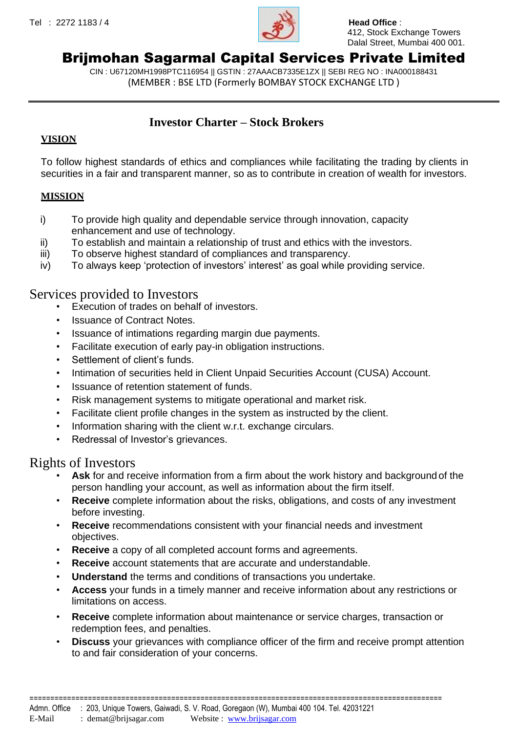Tel : 2272 1183 / 4

**Head Office** :
412, Stock Exchange Towers
Dalal Street, Mumbai 400 001.

# Brijmohan Sagarmal Capital Services Private Limited

CIN : U67120MH1998PTC116954 || GSTIN : 27AAACB7335E1ZX || SEBI REG NO : INA000188431
(MEMBER : BSE LTD (Formerly BOMBAY STOCK EXCHANGE LTD )

## Investor Charter – Stock Brokers

### VISION

To follow highest standards of ethics and compliances while facilitating the trading by clients in securities in a fair and transparent manner, so as to contribute in creation of wealth for investors.

### MISSION

i) To provide high quality and dependable service through innovation, capacity enhancement and use of technology.
ii) To establish and maintain a relationship of trust and ethics with the investors.
iii) To observe highest standard of compliances and transparency.
iv) To always keep 'protection of investors' interest' as goal while providing service.

## Services provided to Investors

- Execution of trades on behalf of investors.
- Issuance of Contract Notes.
- Issuance of intimations regarding margin due payments.
- Facilitate execution of early pay-in obligation instructions.
- Settlement of client's funds.
- Intimation of securities held in Client Unpaid Securities Account (CUSA) Account.
- Issuance of retention statement of funds.
- Risk management systems to mitigate operational and market risk.
- Facilitate client profile changes in the system as instructed by the client.
- Information sharing with the client w.r.t. exchange circulars.
- Redressal of Investor's grievances.

## Rights of Investors

- **Ask** for and receive information from a firm about the work history and background of the person handling your account, as well as information about the firm itself.
- **Receive** complete information about the risks, obligations, and costs of any investment before investing.
- **Receive** recommendations consistent with your financial needs and investment objectives.
- **Receive** a copy of all completed account forms and agreements.
- **Receive** account statements that are accurate and understandable.
- **Understand** the terms and conditions of transactions you undertake.
- **Access** your funds in a timely manner and receive information about any restrictions or limitations on access.
- **Receive** complete information about maintenance or service charges, transaction or redemption fees, and penalties.
- **Discuss** your grievances with compliance officer of the firm and receive prompt attention to and fair consideration of your concerns.

Admn. Office : 203, Unique Towers, Gaiwadi, S. V. Road, Goregaon (W), Mumbai 400 104. Tel. 42031221
E-Mail : demat@brijsagar.com Website : www.brijsagar.com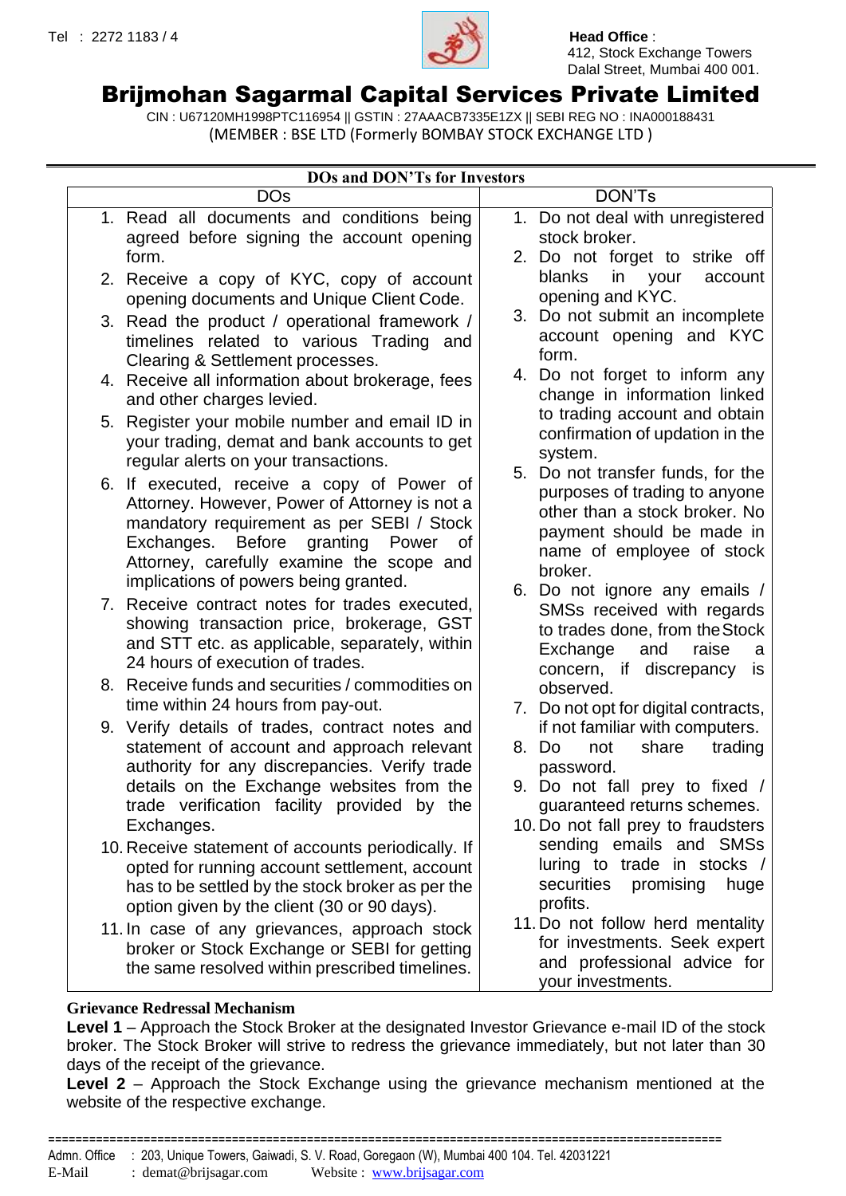Tel : 2272 1183 / 4

**Head Office** :
412, Stock Exchange Towers
Dalal Street, Mumbai 400 001.

# Brijmohan Sagarmal Capital Services Private Limited

CIN : U67120MH1998PTC116954 || GSTIN : 27AAACB7335E1ZX || SEBI REG NO : INA000188431
(MEMBER : BSE LTD (Formerly BOMBAY STOCK EXCHANGE LTD )

## DOs and DON'Ts for Investors

| DOs | DON'Ts |
|---|---|
| 1. Read all documents and conditions being agreed before signing the account opening form. | 1. Do not deal with unregistered stock broker. |
| 2. Receive a copy of KYC, copy of account opening documents and Unique Client Code. | 2. Do not forget to strike off blanks in your account opening and KYC. |
| 3. Read the product / operational framework / timelines related to various Trading and Clearing & Settlement processes. | 3. Do not submit an incomplete account opening and KYC form. |
| 4. Receive all information about brokerage, fees and other charges levied. | 4. Do not forget to inform any change in information linked to trading account and obtain confirmation of updation in the system. |
| 5. Register your mobile number and email ID in your trading, demat and bank accounts to get regular alerts on your transactions. | 5. Do not transfer funds, for the purposes of trading to anyone other than a stock broker. No payment should be made in name of employee of stock broker. |
| 6. If executed, receive a copy of Power of Attorney. However, Power of Attorney is not a mandatory requirement as per SEBI / Stock Exchanges. Before granting Power of Attorney, carefully examine the scope and implications of powers being granted. | 6. Do not ignore any emails / SMSs received with regards to trades done, from the Stock Exchange and raise a concern, if discrepancy is observed. |
| 7. Receive contract notes for trades executed, showing transaction price, brokerage, GST and STT etc. as applicable, separately, within 24 hours of execution of trades. | 7. Do not opt for digital contracts, if not familiar with computers. |
| 8. Receive funds and securities / commodities on time within 24 hours from pay-out. | 8. Do not share trading password. |
| 9. Verify details of trades, contract notes and statement of account and approach relevant authority for any discrepancies. Verify trade details on the Exchange websites from the trade verification facility provided by the Exchanges. | 9. Do not fall prey to fixed / guaranteed returns schemes. |
| 10. Receive statement of accounts periodically. If opted for running account settlement, account has to be settled by the stock broker as per the option given by the client (30 or 90 days). | 10. Do not fall prey to fraudsters sending emails and SMSs luring to trade in stocks / securities promising huge profits. |
| 11. In case of any grievances, approach stock broker or Stock Exchange or SEBI for getting the same resolved within prescribed timelines. | 11. Do not follow herd mentality for investments. Seek expert and professional advice for your investments. |

**Grievance Redressal Mechanism**

**Level 1** – Approach the Stock Broker at the designated Investor Grievance e-mail ID of the stock broker. The Stock Broker will strive to redress the grievance immediately, but not later than 30 days of the receipt of the grievance.

**Level 2** – Approach the Stock Exchange using the grievance mechanism mentioned at the website of the respective exchange.

Admn. Office : 203, Unique Towers, Gaiwadi, S. V. Road, Goregaon (W), Mumbai 400 104. Tel. 42031221
E-Mail : demat@brijsagar.com Website : www.brijsagar.com